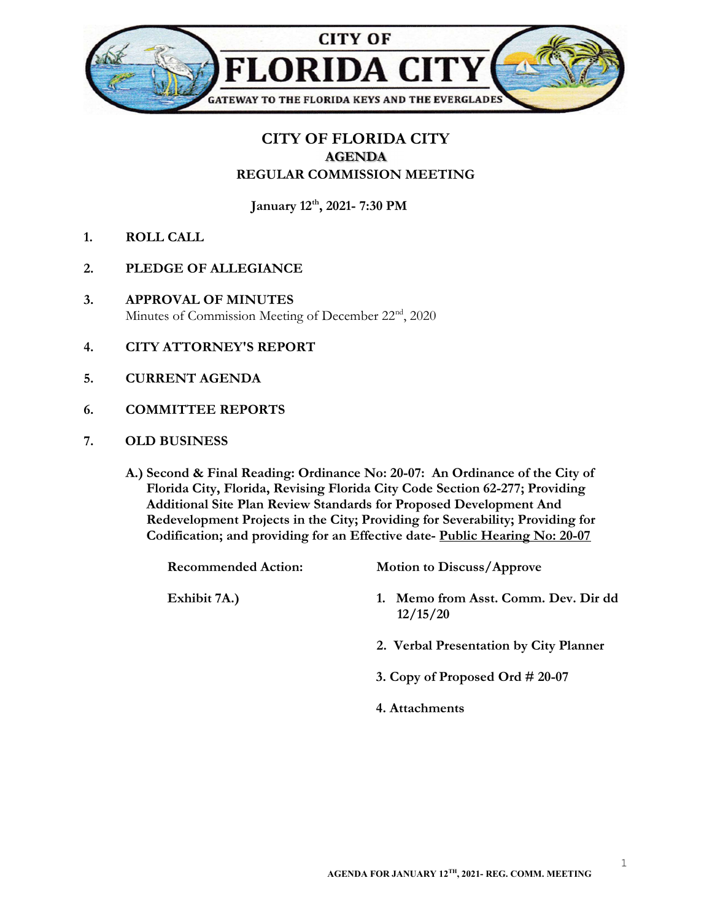CITY OF
# FLORIDA CITY
GATEWAY TO THE FLORIDA KEYS AND THE EVERGLADES

## CITY OF FLORIDA CITY
## AGENDA
## REGULAR COMMISSION MEETING

**January 12th, 2021- 7:30 PM**

1. **ROLL CALL**

2. **PLEDGE OF ALLEGIANCE**

3. **APPROVAL OF MINUTES**
   Minutes of Commission Meeting of December 22nd, 2020

4. **CITY ATTORNEY'S REPORT**

5. **CURRENT AGENDA**

6. **COMMITTEE REPORTS**

7. **OLD BUSINESS**

   **A.) Second & Final Reading: Ordinance No: 20-07: An Ordinance of the City of Florida City, Florida, Revising Florida City Code Section 62-277; Providing Additional Site Plan Review Standards for Proposed Development And Redevelopment Projects in the City; Providing for Severability; Providing for Codification; and providing for an Effective date- <u>Public Hearing No: 20-07</u>**

   **Recommended Action:** **Motion to Discuss/Approve**

   **Exhibit 7A.)**
   1. **Memo from Asst. Comm. Dev. Dir dd 12/15/20**
   2. **Verbal Presentation by City Planner**
   3. **Copy of Proposed Ord # 20-07**
   4. **Attachments**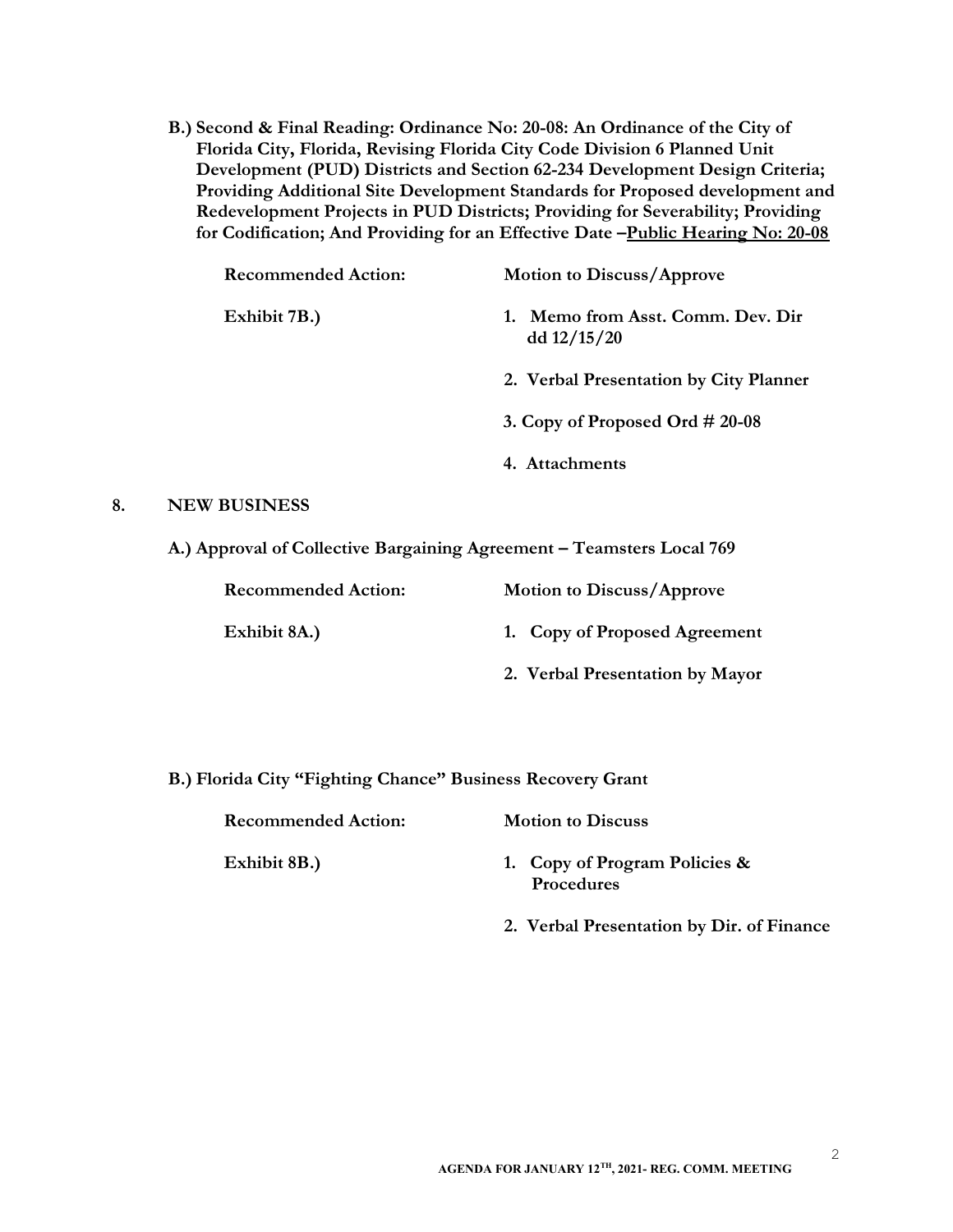**B.) Second & Final Reading: Ordinance No: 20-08: An Ordinance of the City of Florida City, Florida, Revising Florida City Code Division 6 Planned Unit Development (PUD) Districts and Section 62-234 Development Design Criteria; Providing Additional Site Development Standards for Proposed development and Redevelopment Projects in PUD Districts; Providing for Severability; Providing for Codification; And Providing for an Effective Date –Public Hearing No: 20-08**

**Recommended Action:** **Motion to Discuss/Approve**

**Exhibit 7B.)**

1. **Memo from Asst. Comm. Dev. Dir dd 12/15/20**
2. **Verbal Presentation by City Planner**
3. **Copy of Proposed Ord # 20-08**
4. **Attachments**

## 8. NEW BUSINESS

**A.) Approval of Collective Bargaining Agreement – Teamsters Local 769**

**Recommended Action:** **Motion to Discuss/Approve**

**Exhibit 8A.)**

1. **Copy of Proposed Agreement**
2. **Verbal Presentation by Mayor**

**B.) Florida City "Fighting Chance" Business Recovery Grant**

**Recommended Action:** **Motion to Discuss**

**Exhibit 8B.)**

1. **Copy of Program Policies & Procedures**
2. **Verbal Presentation by Dir. of Finance**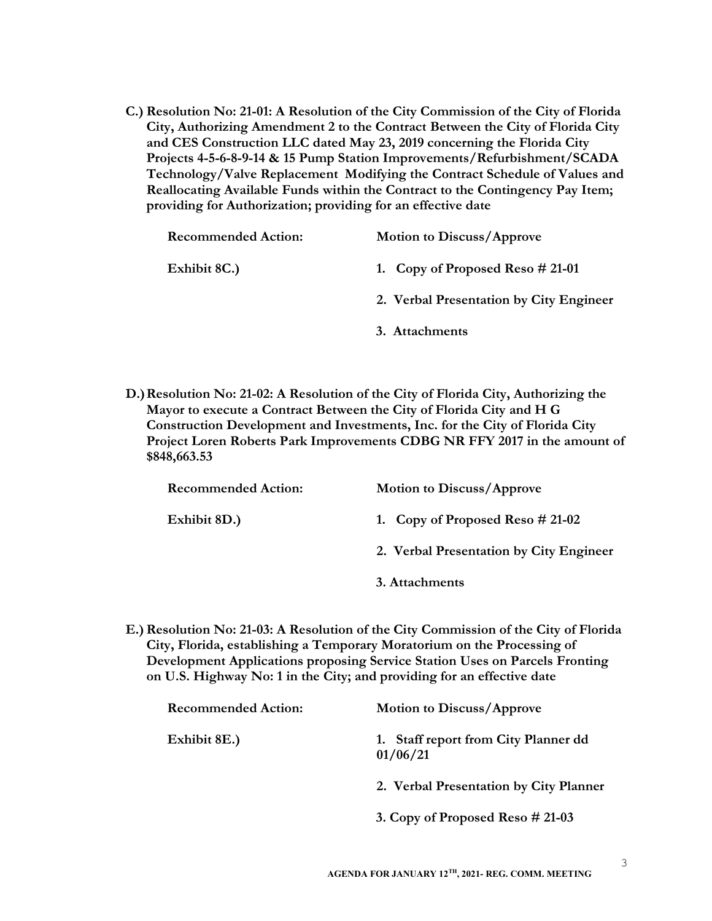**C.) Resolution No: 21-01: A Resolution of the City Commission of the City of Florida City, Authorizing Amendment 2 to the Contract Between the City of Florida City and CES Construction LLC dated May 23, 2019 concerning the Florida City Projects 4-5-6-8-9-14 & 15 Pump Station Improvements/Refurbishment/SCADA Technology/Valve Replacement Modifying the Contract Schedule of Values and Reallocating Available Funds within the Contract to the Contingency Pay Item; providing for Authorization; providing for an effective date**

| | |
|---|---|
| **Recommended Action:** | **Motion to Discuss/Approve** |
| **Exhibit 8C.)** | **1. Copy of Proposed Reso # 21-01** |
| | **2. Verbal Presentation by City Engineer** |
| | **3. Attachments** |

**D.) Resolution No: 21-02: A Resolution of the City of Florida City, Authorizing the Mayor to execute a Contract Between the City of Florida City and H G Construction Development and Investments, Inc. for the City of Florida City Project Loren Roberts Park Improvements CDBG NR FFY 2017 in the amount of $848,663.53**

| | |
|---|---|
| **Recommended Action:** | **Motion to Discuss/Approve** |
| **Exhibit 8D.)** | **1. Copy of Proposed Reso # 21-02** |
| | **2. Verbal Presentation by City Engineer** |
| | **3. Attachments** |

**E.) Resolution No: 21-03: A Resolution of the City Commission of the City of Florida City, Florida, establishing a Temporary Moratorium on the Processing of Development Applications proposing Service Station Uses on Parcels Fronting on U.S. Highway No: 1 in the City; and providing for an effective date**

| | |
|---|---|
| **Recommended Action:** | **Motion to Discuss/Approve** |
| **Exhibit 8E.)** | **1. Staff report from City Planner dd 01/06/21** |
| | **2. Verbal Presentation by City Planner** |
| | **3. Copy of Proposed Reso # 21-03** |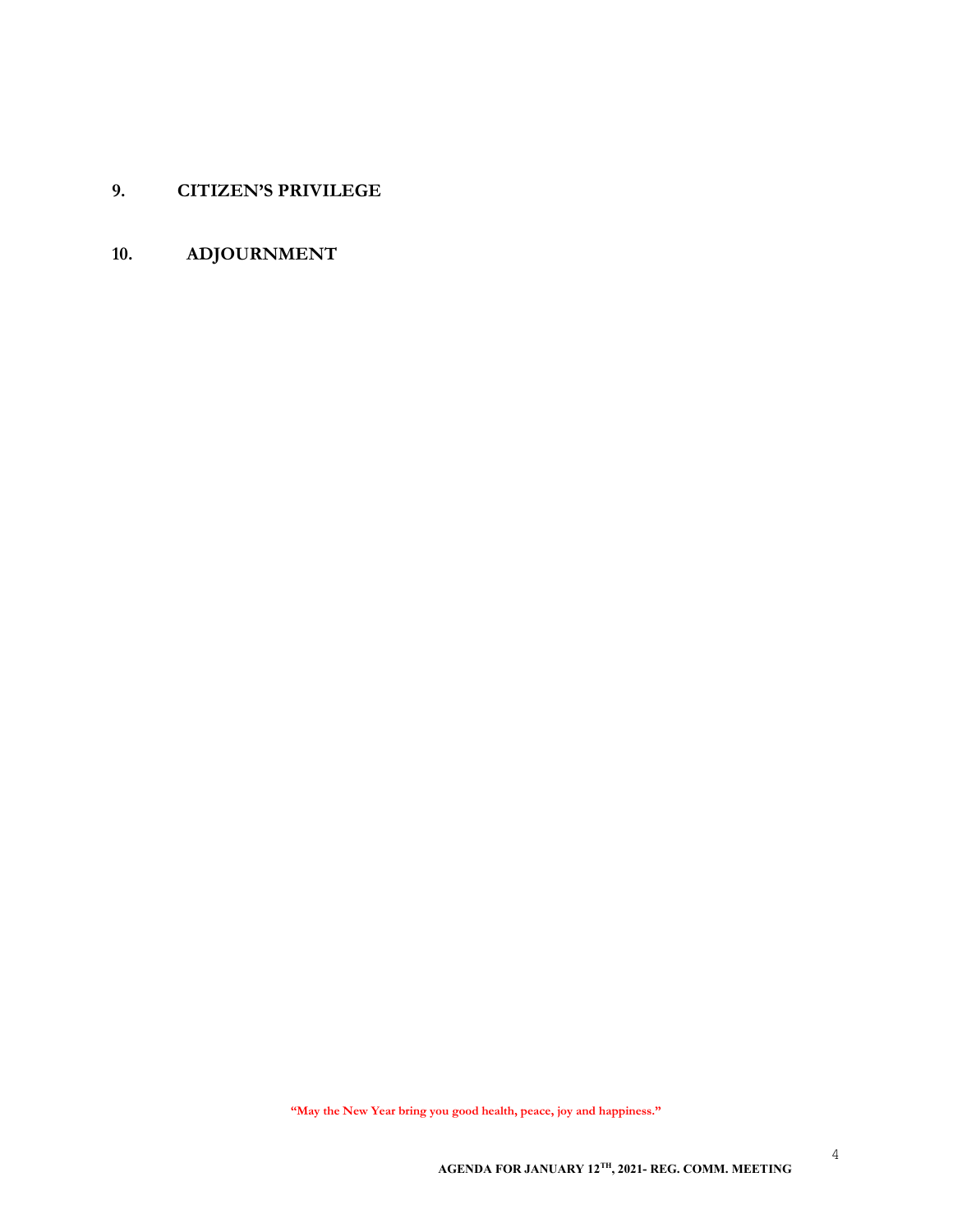## 9. CITIZEN'S PRIVILEGE

## 10. ADJOURNMENT

**"May the New Year bring you good health, peace, joy and happiness."**